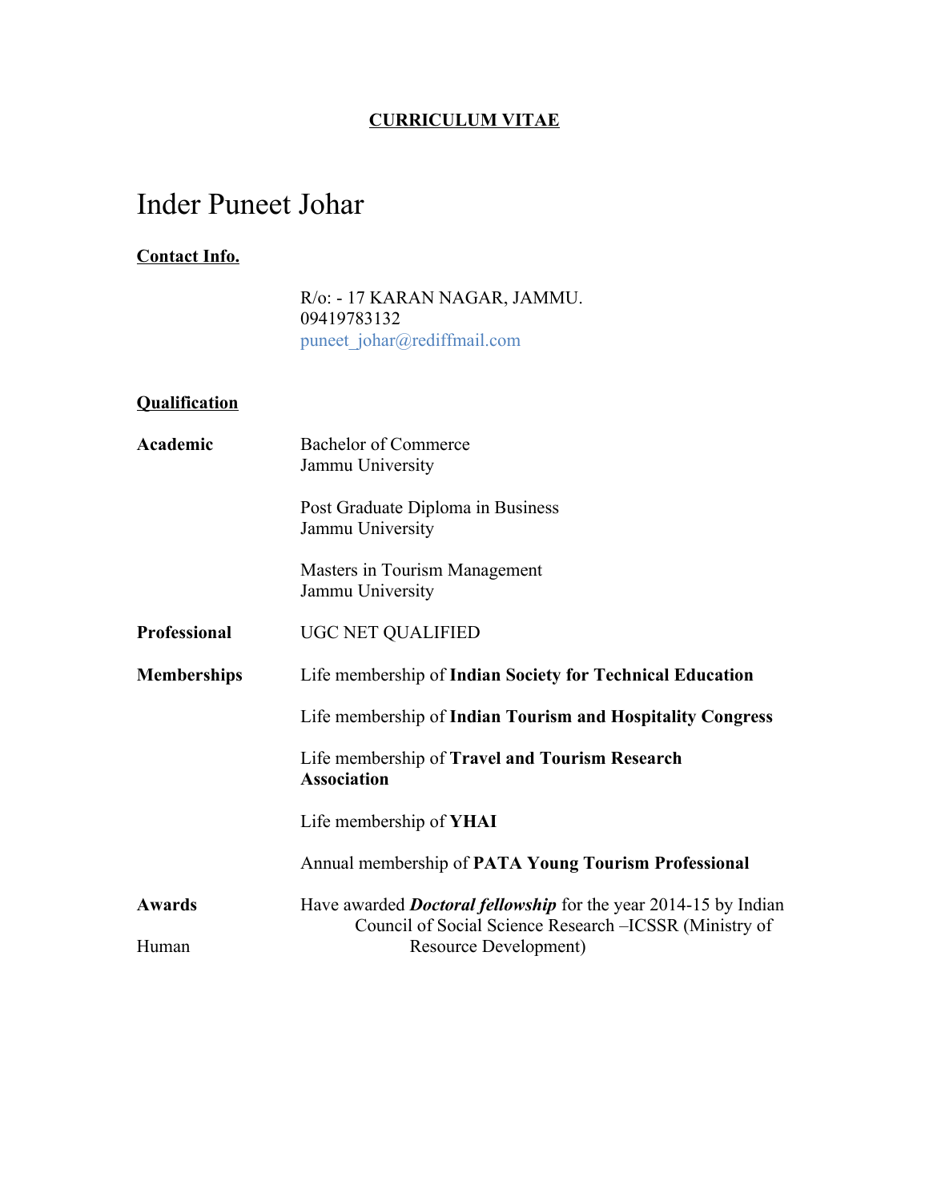**<u>CURRICULUM VITAE</u>**

# Inder Puneet Johar

**<u>Contact Info.</u>**

R/o: - 17 KARAN NAGAR, JAMMU.
09419783132
puneet_johar@rediffmail.com

**<u>Qualification</u>**

**Academic**

Bachelor of Commerce
Jammu University

Post Graduate Diploma in Business
Jammu University

Masters in Tourism Management
Jammu University

**Professional**

UGC NET QUALIFIED

**Memberships**

Life membership of **Indian Society for Technical Education**

Life membership of **Indian Tourism and Hospitality Congress**

Life membership of **Travel and Tourism Research Association**

Life membership of **YHAI**

Annual membership of **PATA Young Tourism Professional**

**Awards**

Have awarded ***Doctoral fellowship*** for the year 2014-15 by Indian Council of Social Science Research –ICSSR (Ministry of Human Resource Development)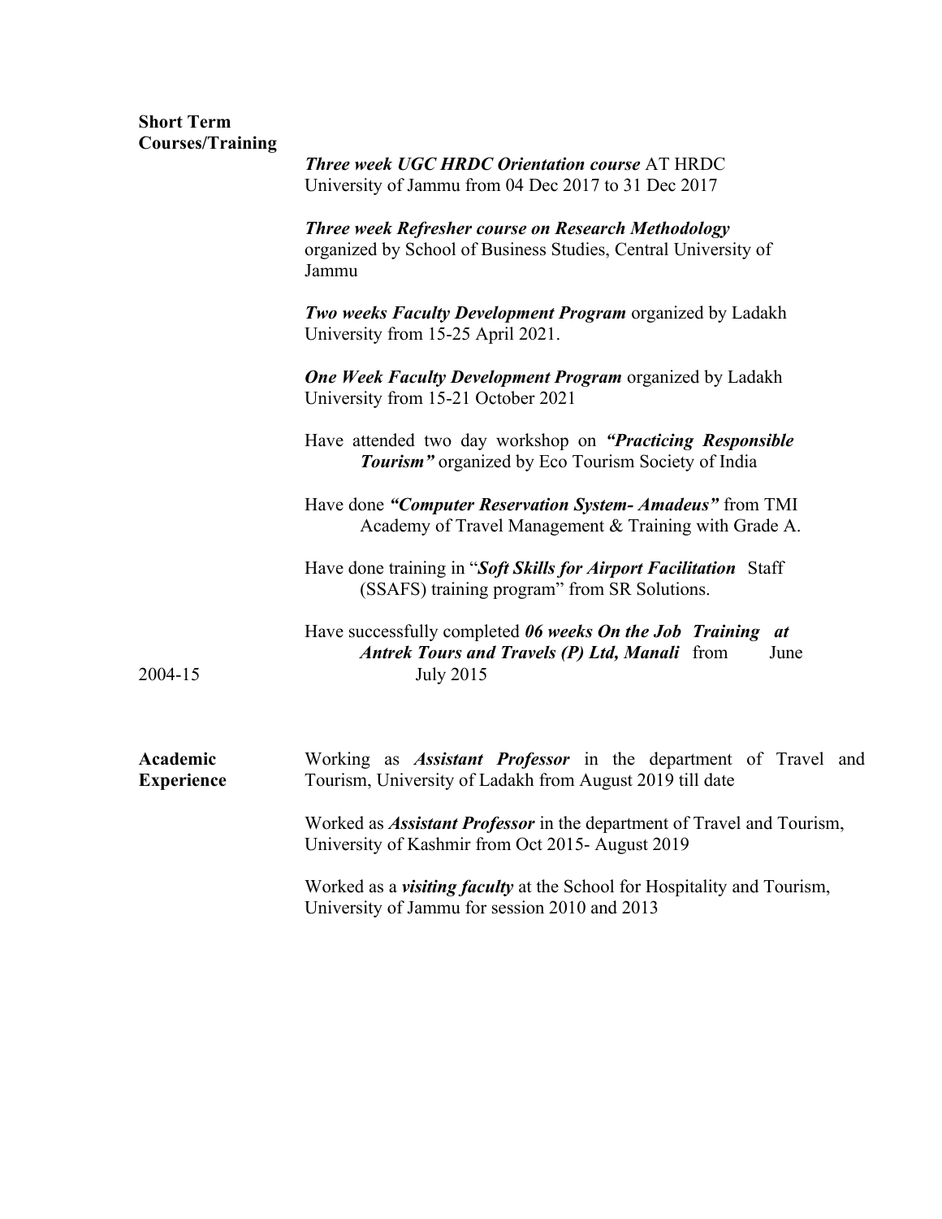**Short Term Courses/Training**

***Three week UGC HRDC Orientation course*** AT HRDC University of Jammu from 04 Dec 2017 to 31 Dec 2017

***Three week Refresher course on Research Methodology*** organized by School of Business Studies, Central University of Jammu

***Two weeks Faculty Development Program*** organized by Ladakh University from 15-25 April 2021.

***One Week Faculty Development Program*** organized by Ladakh University from 15-21 October 2021

Have attended two day workshop on ***"Practicing Responsible Tourism"*** organized by Eco Tourism Society of India

Have done ***"Computer Reservation System- Amadeus"*** from TMI Academy of Travel Management & Training with Grade A.

Have done training in "***Soft Skills for Airport Facilitation*** Staff (SSAFS) training program" from SR Solutions.

2004-15

Have successfully completed ***06 weeks On the Job Training at Antrek Tours and Travels (P) Ltd, Manali*** from June July 2015

**Academic Experience**

Working as ***Assistant Professor*** in the department of Travel and Tourism, University of Ladakh from August 2019 till date

Worked as ***Assistant Professor*** in the department of Travel and Tourism, University of Kashmir from Oct 2015- August 2019

Worked as a ***visiting faculty*** at the School for Hospitality and Tourism, University of Jammu for session 2010 and 2013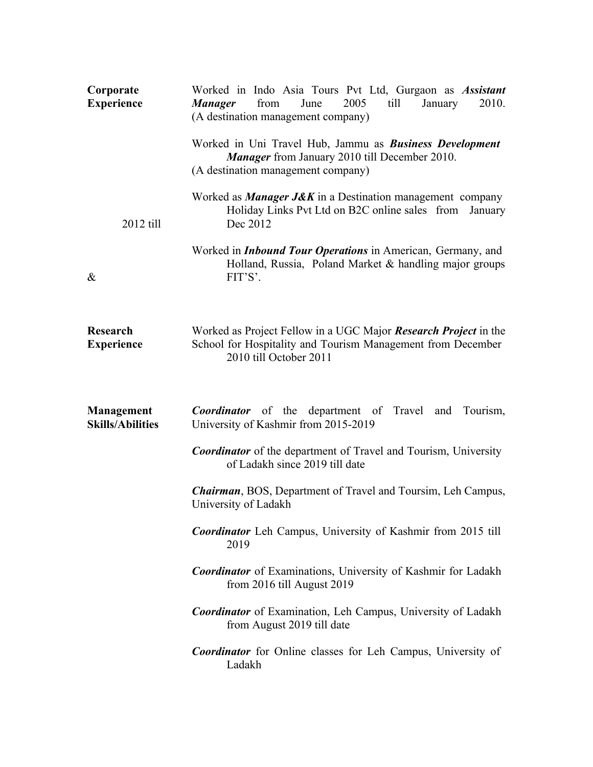**Corporate Experience**

Worked in Indo Asia Tours Pvt Ltd, Gurgaon as ***Assistant Manager*** from June 2005 till January 2010. (A destination management company)

Worked in Uni Travel Hub, Jammu as ***Business Development Manager*** from January 2010 till December 2010. (A destination management company)

Worked as ***Manager J&K*** in a Destination management company Holiday Links Pvt Ltd on B2C online sales from January 2012 till Dec 2012

Worked in ***Inbound Tour Operations*** in American, Germany, and Holland, Russia, Poland Market & handling major groups & FIT'S'.

**Research Experience**

Worked as Project Fellow in a UGC Major ***Research Project*** in the School for Hospitality and Tourism Management from December 2010 till October 2011

**Management Skills/Abilities**

***Coordinator*** of the department of Travel and Tourism, University of Kashmir from 2015-2019

***Coordinator*** of the department of Travel and Tourism, University of Ladakh since 2019 till date

***Chairman***, BOS, Department of Travel and Toursim, Leh Campus, University of Ladakh

***Coordinator*** Leh Campus, University of Kashmir from 2015 till 2019

***Coordinator*** of Examinations, University of Kashmir for Ladakh from 2016 till August 2019

***Coordinator*** of Examination, Leh Campus, University of Ladakh from August 2019 till date

***Coordinator*** for Online classes for Leh Campus, University of Ladakh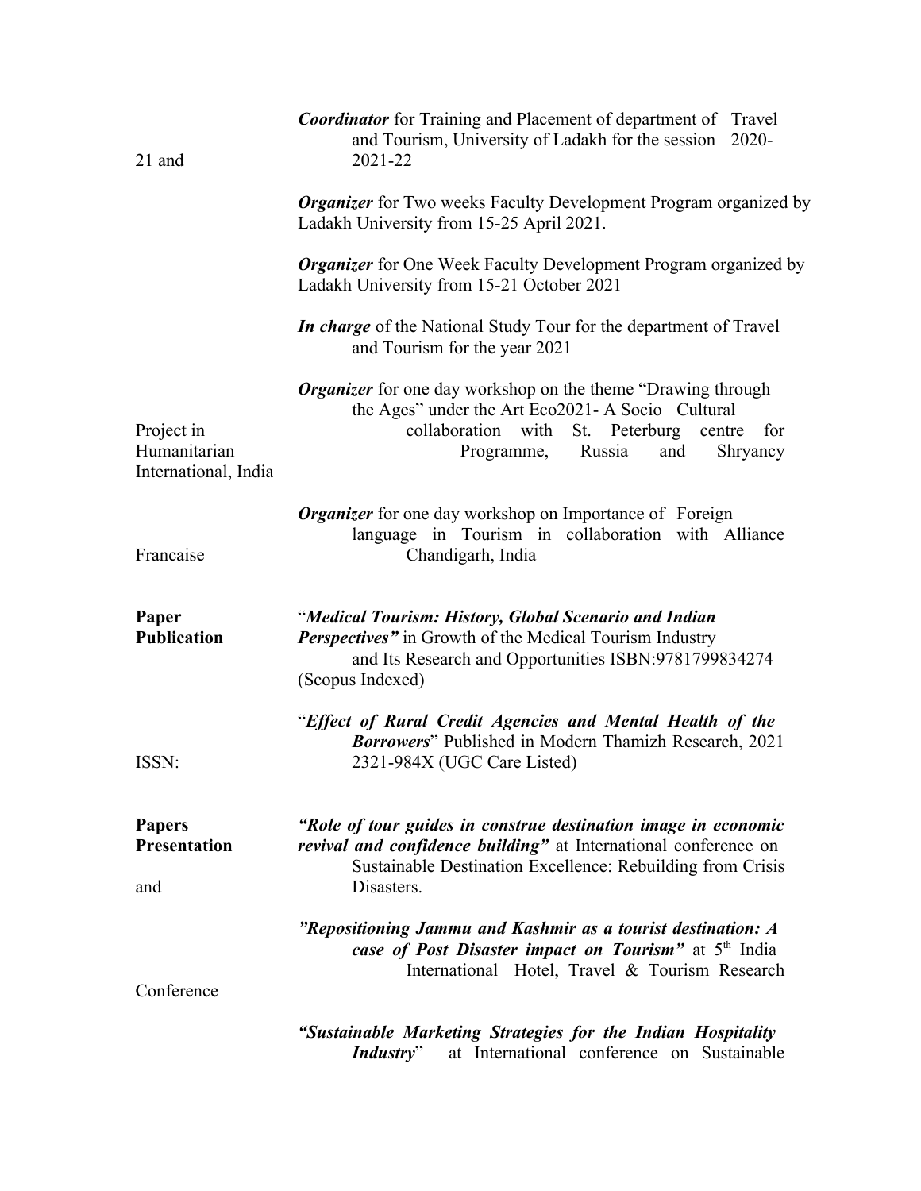21 and

***Coordinator*** for Training and Placement of department of Travel and Tourism, University of Ladakh for the session 2020-2021-22

***Organizer*** for Two weeks Faculty Development Program organized by Ladakh University from 15-25 April 2021.

***Organizer*** for One Week Faculty Development Program organized by Ladakh University from 15-21 October 2021

***In charge*** of the National Study Tour for the department of Travel and Tourism for the year 2021

Project in Humanitarian International, India

***Organizer*** for one day workshop on the theme "Drawing through the Ages" under the Art Eco2021- A Socio Cultural collaboration with St. Peterburg centre for Programme, Russia and Shryancy

Francaise

***Organizer*** for one day workshop on Importance of Foreign language in Tourism in collaboration with Alliance Chandigarh, India

**Paper Publication**

"***Medical Tourism: History, Global Scenario and Indian Perspectives"*** in Growth of the Medical Tourism Industry and Its Research and Opportunities ISBN:9781799834274 (Scopus Indexed)

ISSN:

"***Effect of Rural Credit Agencies and Mental Health of the Borrowers***" Published in Modern Thamizh Research, 2021 2321-984X (UGC Care Listed)

**Papers Presentation**

and

***"Role of tour guides in construe destination image in economic revival and confidence building"*** at International conference on Sustainable Destination Excellence: Rebuilding from Crisis Disasters.

***"Repositioning Jammu and Kashmir as a tourist destination: A case of Post Disaster impact on Tourism"*** at 5th India International Hotel, Travel & Tourism Research

Conference

***"Sustainable Marketing Strategies for the Indian Hospitality Industry***" at International conference on Sustainable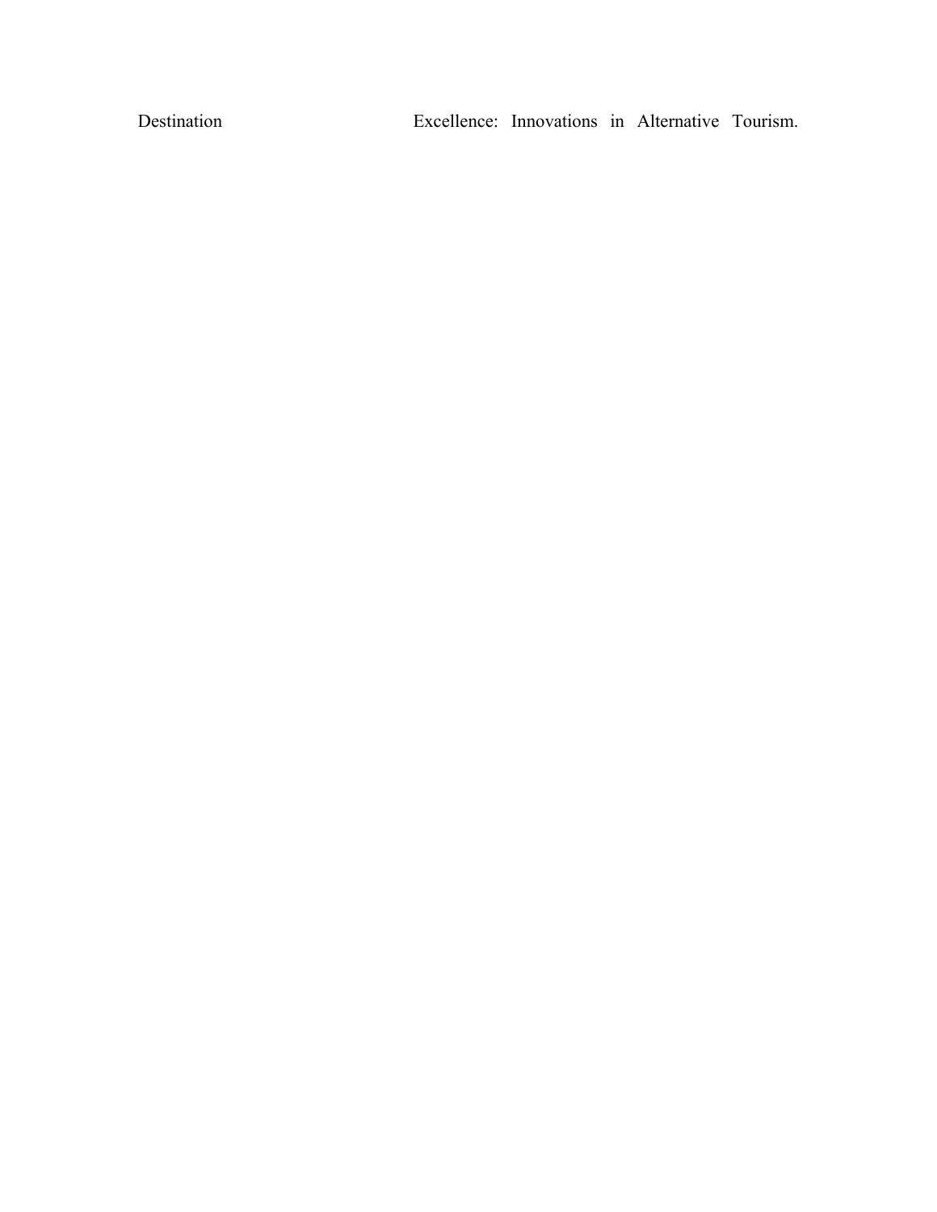Destination Excellence: Innovations in Alternative Tourism.